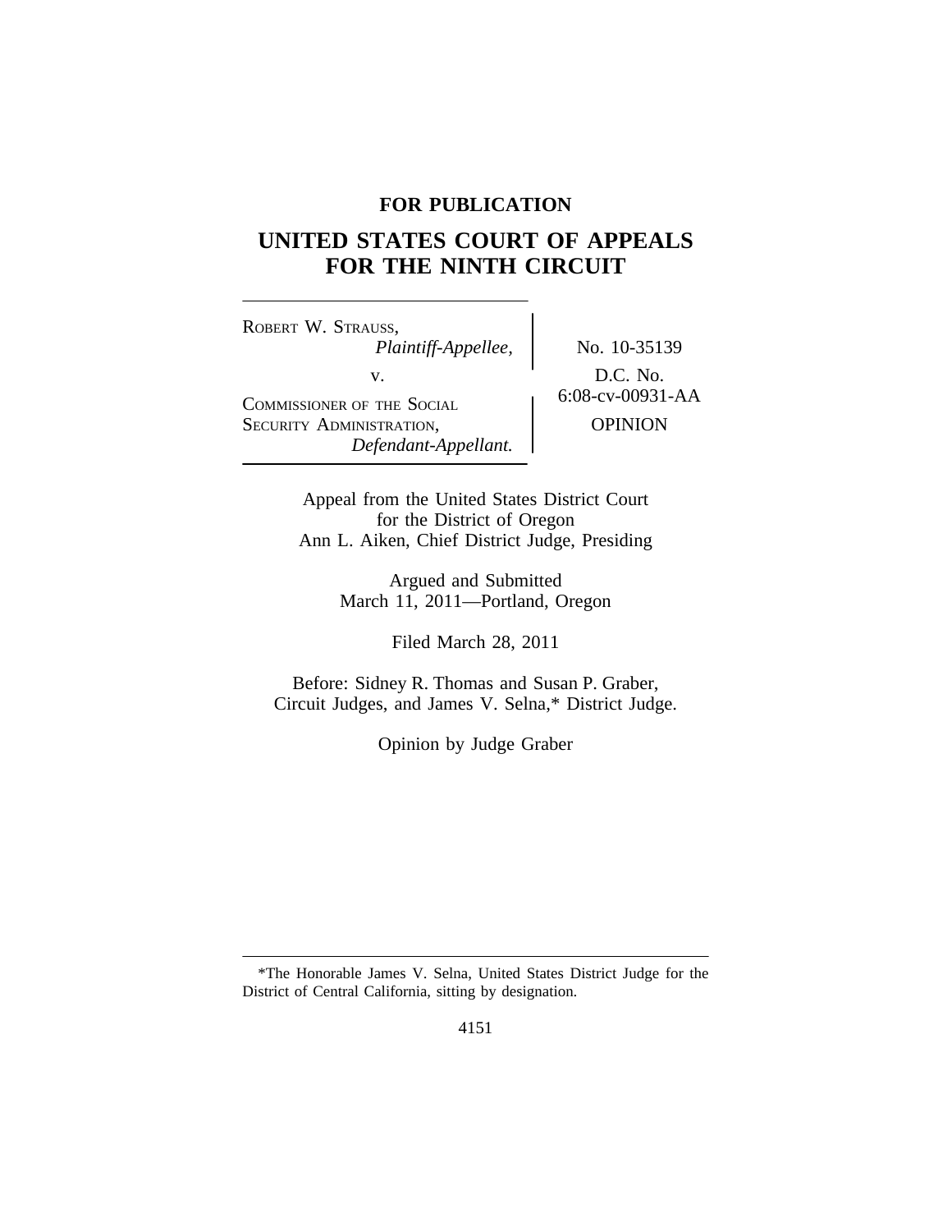**FOR PUBLICATION**

# UNITED STATES COURT OF APPEALS FOR THE NINTH CIRCUIT

ROBERT W. STRAUSS,
*Plaintiff-Appellee,*

v.

COMMISSIONER OF THE SOCIAL SECURITY ADMINISTRATION,
*Defendant-Appellant.*

No. 10-35139

D.C. No. 6:08-cv-00931-AA

OPINION

Appeal from the United States District Court
for the District of Oregon
Ann L. Aiken, Chief District Judge, Presiding

Argued and Submitted
March 11, 2011—Portland, Oregon

Filed March 28, 2011

Before: Sidney R. Thomas and Susan P. Graber,
Circuit Judges, and James V. Selna,* District Judge.

Opinion by Judge Graber

---

*The Honorable James V. Selna, United States District Judge for the District of Central California, sitting by designation.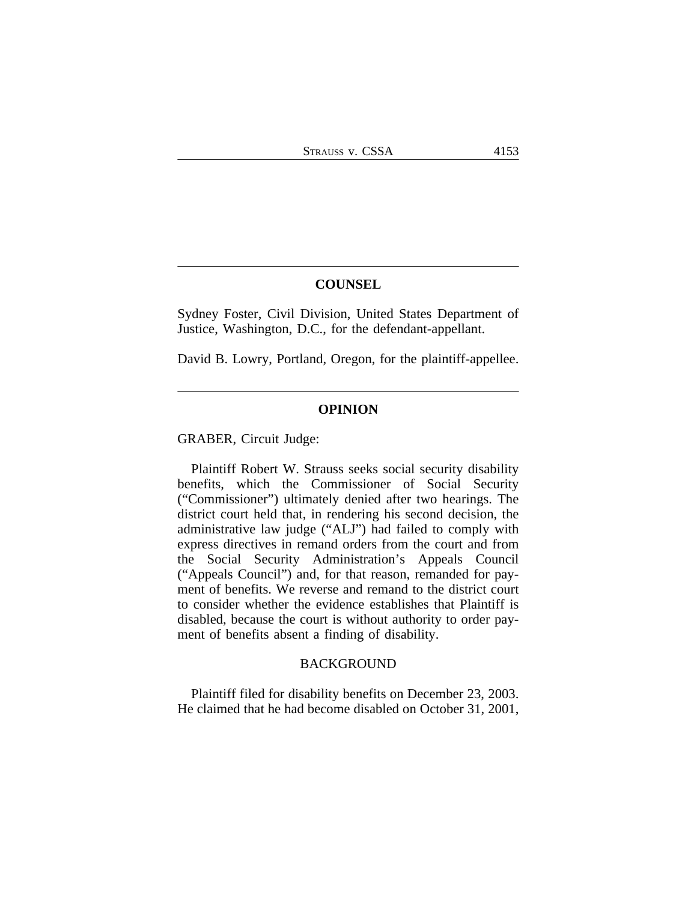## COUNSEL

Sydney Foster, Civil Division, United States Department of Justice, Washington, D.C., for the defendant-appellant.

David B. Lowry, Portland, Oregon, for the plaintiff-appellee.

## OPINION

GRABER, Circuit Judge:

Plaintiff Robert W. Strauss seeks social security disability benefits, which the Commissioner of Social Security ("Commissioner") ultimately denied after two hearings. The district court held that, in rendering his second decision, the administrative law judge ("ALJ") had failed to comply with express directives in remand orders from the court and from the Social Security Administration's Appeals Council ("Appeals Council") and, for that reason, remanded for payment of benefits. We reverse and remand to the district court to consider whether the evidence establishes that Plaintiff is disabled, because the court is without authority to order payment of benefits absent a finding of disability.

### BACKGROUND

Plaintiff filed for disability benefits on December 23, 2003. He claimed that he had become disabled on October 31, 2001,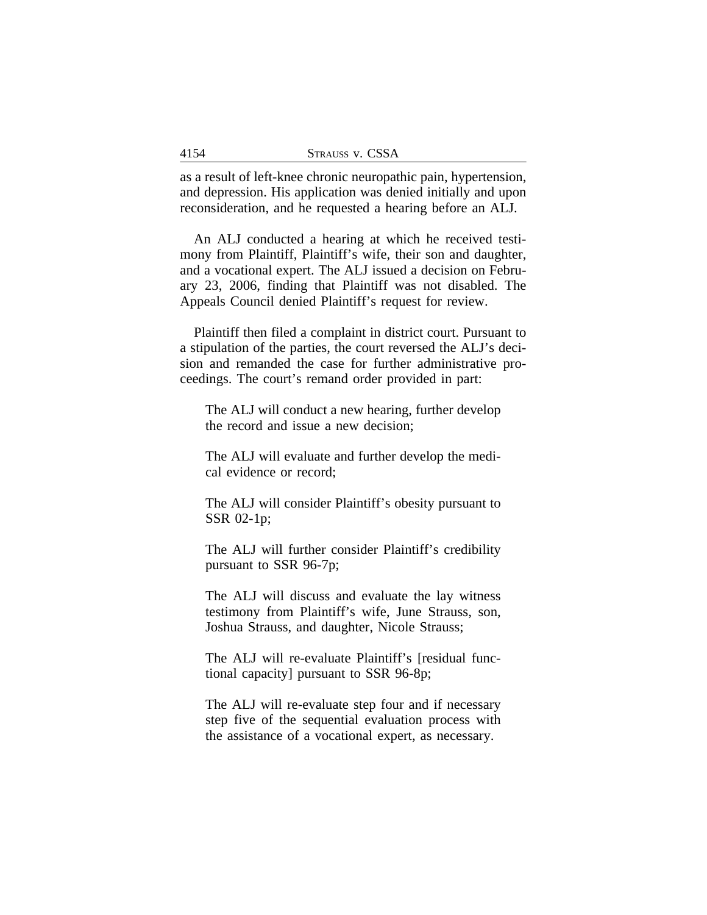as a result of left-knee chronic neuropathic pain, hypertension, and depression. His application was denied initially and upon reconsideration, and he requested a hearing before an ALJ.

An ALJ conducted a hearing at which he received testimony from Plaintiff, Plaintiff's wife, their son and daughter, and a vocational expert. The ALJ issued a decision on February 23, 2006, finding that Plaintiff was not disabled. The Appeals Council denied Plaintiff's request for review.

Plaintiff then filed a complaint in district court. Pursuant to a stipulation of the parties, the court reversed the ALJ's decision and remanded the case for further administrative proceedings. The court's remand order provided in part:

> The ALJ will conduct a new hearing, further develop the record and issue a new decision;
>
> The ALJ will evaluate and further develop the medical evidence or record;
>
> The ALJ will consider Plaintiff's obesity pursuant to SSR 02-1p;
>
> The ALJ will further consider Plaintiff's credibility pursuant to SSR 96-7p;
>
> The ALJ will discuss and evaluate the lay witness testimony from Plaintiff's wife, June Strauss, son, Joshua Strauss, and daughter, Nicole Strauss;
>
> The ALJ will re-evaluate Plaintiff's [residual functional capacity] pursuant to SSR 96-8p;
>
> The ALJ will re-evaluate step four and if necessary step five of the sequential evaluation process with the assistance of a vocational expert, as necessary.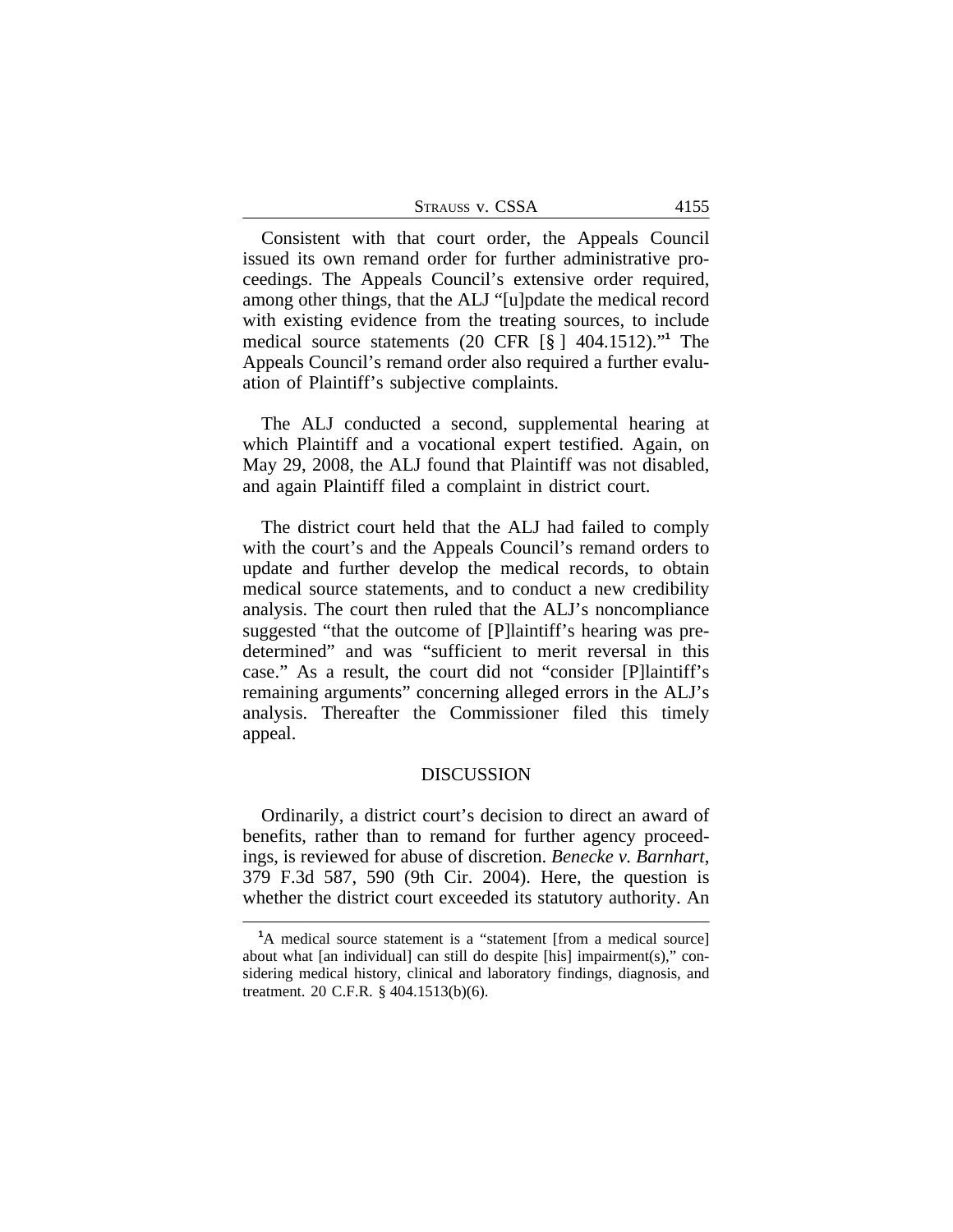Consistent with that court order, the Appeals Council issued its own remand order for further administrative proceedings. The Appeals Council's extensive order required, among other things, that the ALJ "[u]pdate the medical record with existing evidence from the treating sources, to include medical source statements (20 CFR [§ ] 404.1512)."[1] The Appeals Council's remand order also required a further evaluation of Plaintiff's subjective complaints.

The ALJ conducted a second, supplemental hearing at which Plaintiff and a vocational expert testified. Again, on May 29, 2008, the ALJ found that Plaintiff was not disabled, and again Plaintiff filed a complaint in district court.

The district court held that the ALJ had failed to comply with the court's and the Appeals Council's remand orders to update and further develop the medical records, to obtain medical source statements, and to conduct a new credibility analysis. The court then ruled that the ALJ's noncompliance suggested "that the outcome of [P]laintiff's hearing was predetermined" and was "sufficient to merit reversal in this case." As a result, the court did not "consider [P]laintiff's remaining arguments" concerning alleged errors in the ALJ's analysis. Thereafter the Commissioner filed this timely appeal.

## DISCUSSION

Ordinarily, a district court's decision to direct an award of benefits, rather than to remand for further agency proceedings, is reviewed for abuse of discretion. *Benecke v. Barnhart*, 379 F.3d 587, 590 (9th Cir. 2004). Here, the question is whether the district court exceeded its statutory authority. An

---

[1] A medical source statement is a "statement [from a medical source] about what [an individual] can still do despite [his] impairment(s)," considering medical history, clinical and laboratory findings, diagnosis, and treatment. 20 C.F.R. § 404.1513(b)(6).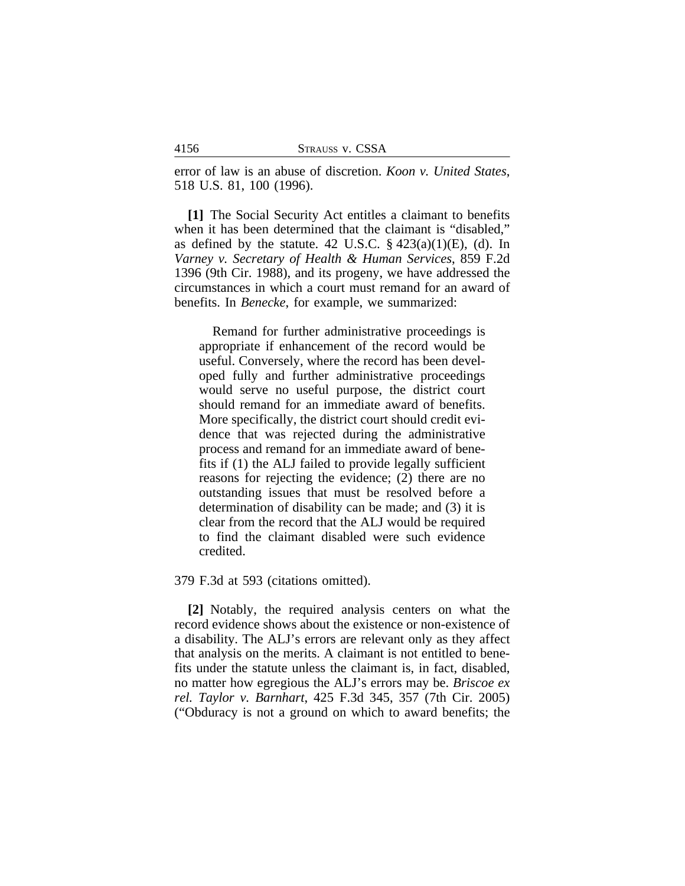error of law is an abuse of discretion. *Koon v. United States*, 518 U.S. 81, 100 (1996).

**[1]** The Social Security Act entitles a claimant to benefits when it has been determined that the claimant is "disabled," as defined by the statute. 42 U.S.C. § 423(a)(1)(E), (d). In *Varney v. Secretary of Health & Human Services*, 859 F.2d 1396 (9th Cir. 1988), and its progeny, we have addressed the circumstances in which a court must remand for an award of benefits. In *Benecke*, for example, we summarized:

> Remand for further administrative proceedings is appropriate if enhancement of the record would be useful. Conversely, where the record has been developed fully and further administrative proceedings would serve no useful purpose, the district court should remand for an immediate award of benefits. More specifically, the district court should credit evidence that was rejected during the administrative process and remand for an immediate award of benefits if (1) the ALJ failed to provide legally sufficient reasons for rejecting the evidence; (2) there are no outstanding issues that must be resolved before a determination of disability can be made; and (3) it is clear from the record that the ALJ would be required to find the claimant disabled were such evidence credited.

379 F.3d at 593 (citations omitted).

**[2]** Notably, the required analysis centers on what the record evidence shows about the existence or non-existence of a disability. The ALJ's errors are relevant only as they affect that analysis on the merits. A claimant is not entitled to benefits under the statute unless the claimant is, in fact, disabled, no matter how egregious the ALJ's errors may be. *Briscoe ex rel. Taylor v. Barnhart*, 425 F.3d 345, 357 (7th Cir. 2005) ("Obduracy is not a ground on which to award benefits; the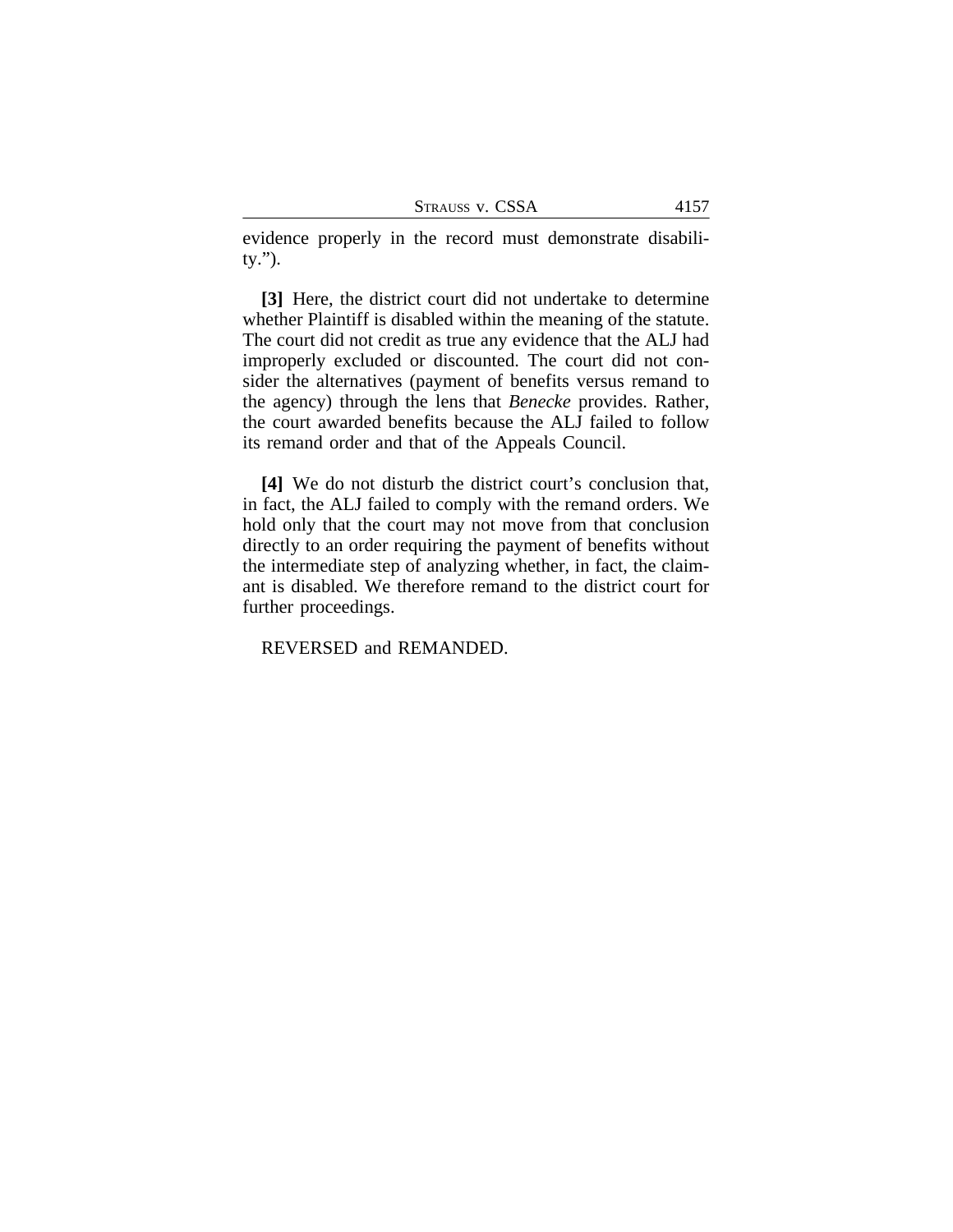evidence properly in the record must demonstrate disability.").

**[3]** Here, the district court did not undertake to determine whether Plaintiff is disabled within the meaning of the statute. The court did not credit as true any evidence that the ALJ had improperly excluded or discounted. The court did not consider the alternatives (payment of benefits versus remand to the agency) through the lens that *Benecke* provides. Rather, the court awarded benefits because the ALJ failed to follow its remand order and that of the Appeals Council.

**[4]** We do not disturb the district court's conclusion that, in fact, the ALJ failed to comply with the remand orders. We hold only that the court may not move from that conclusion directly to an order requiring the payment of benefits without the intermediate step of analyzing whether, in fact, the claimant is disabled. We therefore remand to the district court for further proceedings.

REVERSED and REMANDED.